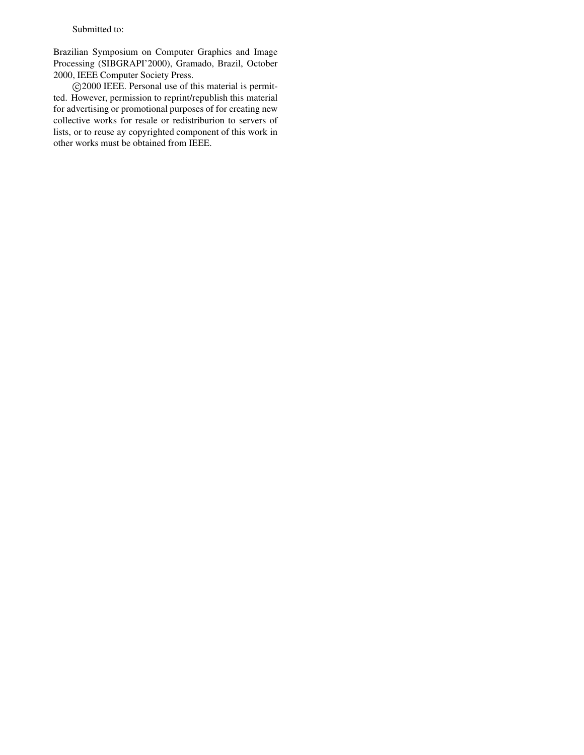Submitted to:

Brazilian Symposium on Computer Graphics and Image Processing (SIBGRAPI'2000), Gramado, Brazil, October 2000, IEEE Computer Society Press.

©2000 IEEE. Personal use of this material is permitted. However, permission to reprint/republish this material for advertising or promotional purposes of for creating new collective works for resale or redistriburion to servers of lists, or to reuse ay copyrighted component of this work in other works must be obtained from IEEE.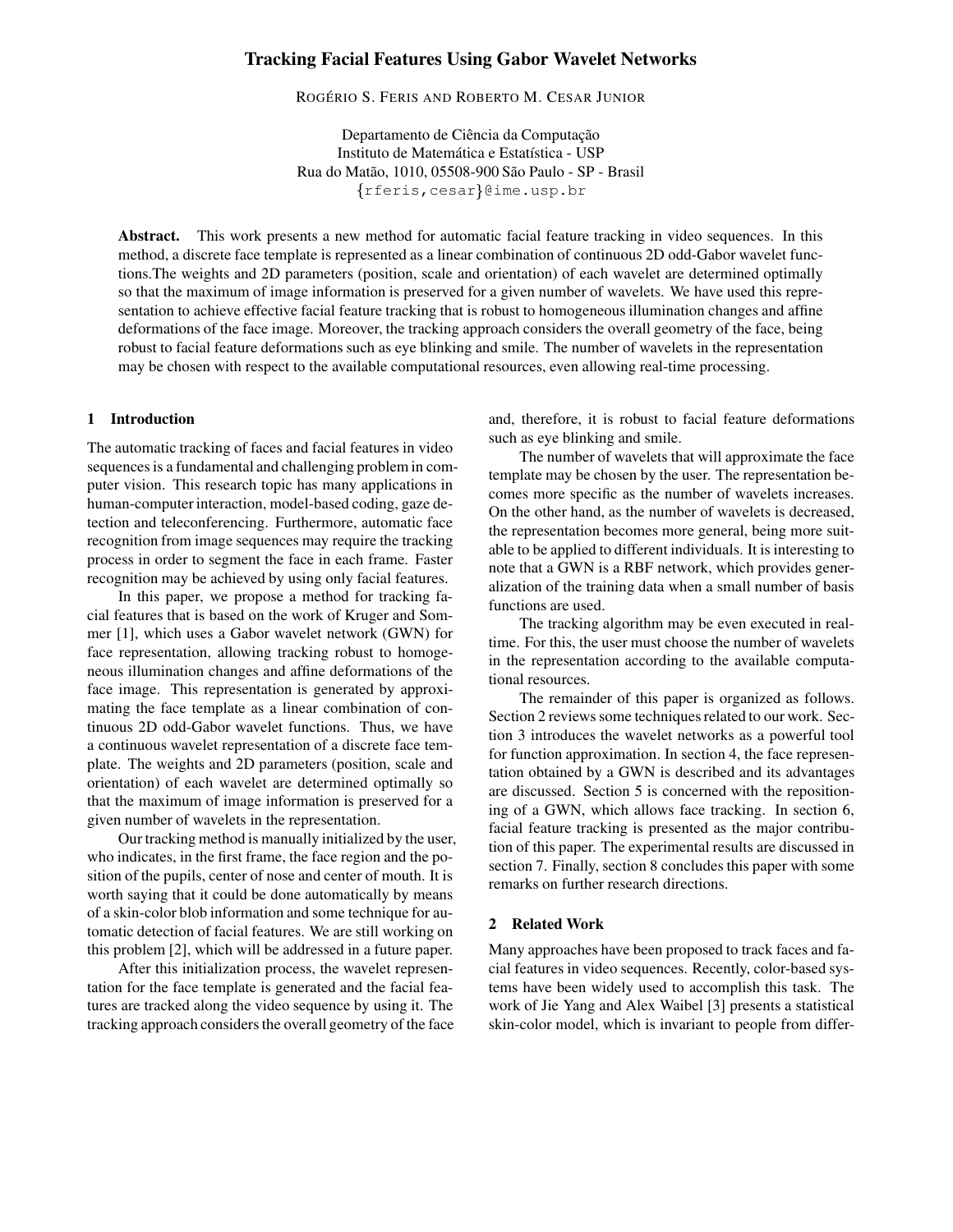# Tracking Facial Features Using Gabor Wavelet Networks

ROGÉRIO S. FERIS AND ROBERTO M. CESAR JUNIOR

Departamento de Ciência da Computação
Instituto de Matemática e Estatística - USP
Rua do Matão, 1010, 05508-900 São Paulo - SP - Brasil
{rferis,cesar}@ime.usp.br

**Abstract.** This work presents a new method for automatic facial feature tracking in video sequences. In this method, a discrete face template is represented as a linear combination of continuous 2D odd-Gabor wavelet functions.The weights and 2D parameters (position, scale and orientation) of each wavelet are determined optimally so that the maximum of image information is preserved for a given number of wavelets. We have used this representation to achieve effective facial feature tracking that is robust to homogeneous illumination changes and affine deformations of the face image. Moreover, the tracking approach considers the overall geometry of the face, being robust to facial feature deformations such as eye blinking and smile. The number of wavelets in the representation may be chosen with respect to the available computational resources, even allowing real-time processing.

## 1 Introduction

The automatic tracking of faces and facial features in video sequences is a fundamental and challenging problem in computer vision. This research topic has many applications in human-computer interaction, model-based coding, gaze detection and teleconferencing. Furthermore, automatic face recognition from image sequences may require the tracking process in order to segment the face in each frame. Faster recognition may be achieved by using only facial features.

In this paper, we propose a method for tracking facial features that is based on the work of Kruger and Sommer [1], which uses a Gabor wavelet network (GWN) for face representation, allowing tracking robust to homogeneous illumination changes and affine deformations of the face image. This representation is generated by approximating the face template as a linear combination of continuous 2D odd-Gabor wavelet functions. Thus, we have a continuous wavelet representation of a discrete face template. The weights and 2D parameters (position, scale and orientation) of each wavelet are determined optimally so that the maximum of image information is preserved for a given number of wavelets in the representation.

Our tracking method is manually initialized by the user, who indicates, in the first frame, the face region and the position of the pupils, center of nose and center of mouth. It is worth saying that it could be done automatically by means of a skin-color blob information and some technique for automatic detection of facial features. We are still working on this problem [2], which will be addressed in a future paper.

After this initialization process, the wavelet representation for the face template is generated and the facial features are tracked along the video sequence by using it. The tracking approach considers the overall geometry of the face and, therefore, it is robust to facial feature deformations such as eye blinking and smile.

The number of wavelets that will approximate the face template may be chosen by the user. The representation becomes more specific as the number of wavelets increases. On the other hand, as the number of wavelets is decreased, the representation becomes more general, being more suitable to be applied to different individuals. It is interesting to note that a GWN is a RBF network, which provides generalization of the training data when a small number of basis functions are used.

The tracking algorithm may be even executed in real-time. For this, the user must choose the number of wavelets in the representation according to the available computational resources.

The remainder of this paper is organized as follows. Section 2 reviews some techniques related to our work. Section 3 introduces the wavelet networks as a powerful tool for function approximation. In section 4, the face representation obtained by a GWN is described and its advantages are discussed. Section 5 is concerned with the repositioning of a GWN, which allows face tracking. In section 6, facial feature tracking is presented as the major contribution of this paper. The experimental results are discussed in section 7. Finally, section 8 concludes this paper with some remarks on further research directions.

## 2 Related Work

Many approaches have been proposed to track faces and facial features in video sequences. Recently, color-based systems have been widely used to accomplish this task. The work of Jie Yang and Alex Waibel [3] presents a statistical skin-color model, which is invariant to people from differ-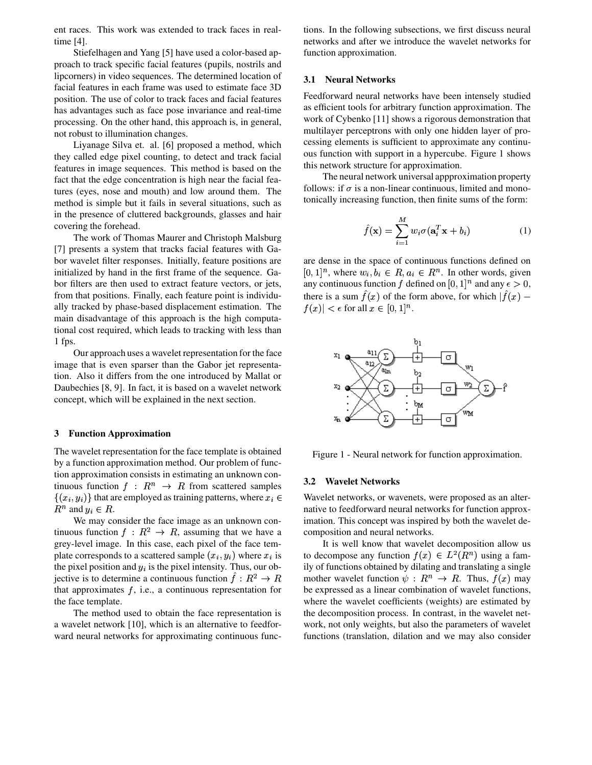ent races. This work was extended to track faces in real-time [4].

Stiefelhagen and Yang [5] have used a color-based approach to track specific facial features (pupils, nostrils and lipcorners) in video sequences. The determined location of facial features in each frame was used to estimate face 3D position. The use of color to track faces and facial features has advantages such as face pose invariance and real-time processing. On the other hand, this approach is, in general, not robust to illumination changes.

Liyanage Silva et. al. [6] proposed a method, which they called edge pixel counting, to detect and track facial features in image sequences. This method is based on the fact that the edge concentration is high near the facial features (eyes, nose and mouth) and low around them. The method is simple but it fails in several situations, such as in the presence of cluttered backgrounds, glasses and hair covering the forehead.

The work of Thomas Maurer and Christoph Malsburg [7] presents a system that tracks facial features with Gabor wavelet filter responses. Initially, feature positions are initialized by hand in the first frame of the sequence. Gabor filters are then used to extract feature vectors, or jets, from that positions. Finally, each feature point is individually tracked by phase-based displacement estimation. The main disadvantage of this approach is the high computational cost required, which leads to tracking with less than 1 fps.

Our approach uses a wavelet representation for the face image that is even sparser than the Gabor jet representation. Also it differs from the one introduced by Mallat or Daubechies [8, 9]. In fact, it is based on a wavelet network concept, which will be explained in the next section.

## 3 Function Approximation

The wavelet representation for the face template is obtained by a function approximation method. Our problem of function approximation consists in estimating an unknown continuous function $f : R^n \rightarrow R$ from scattered samples $\{(x_i, y_i)\}$ that are employed as training patterns, where $x_i \in R^n$ and $y_i \in R$.

We may consider the face image as an unknown continuous function $f : R^2 \rightarrow R$, assuming that we have a grey-level image. In this case, each pixel of the face template corresponds to a scattered sample $(x_i, y_i)$ where $x_i$ is the pixel position and $y_i$ is the pixel intensity. Thus, our objective is to determine a continuous function $\hat{f} : R^2 \rightarrow R$ that approximates $f$, i.e., a continuous representation for the face template.

The method used to obtain the face representation is a wavelet network [10], which is an alternative to feedforward neural networks for approximating continuous functions. In the following subsections, we first discuss neural networks and after we introduce the wavelet networks for function approximation.

### 3.1 Neural Networks

Feedforward neural networks have been intensely studied as efficient tools for arbitrary function approximation. The work of Cybenko [11] shows a rigorous demonstration that multilayer perceptrons with only one hidden layer of processing elements is sufficient to approximate any continuous function with support in a hypercube. Figure 1 shows this network structure for approximation.

The neural network universal appproximation property follows: if $\sigma$ is a non-linear continuous, limited and monotonically increasing function, then finite sums of the form:

$$\hat{f}(\mathbf{x}) = \sum_{i=1}^{M} w_i \sigma(\mathbf{a}_i^T \mathbf{x} + b_i) \quad (1)$$

are dense in the space of continuous functions defined on $[0, 1]^n$, where $w_i, b_i \in R, a_i \in R^n$. In other words, given any continuous function $f$ defined on $[0, 1]^n$ and any $\epsilon > 0$, there is a sum $\hat{f}(x)$ of the form above, for which $|\hat{f}(x) - f(x)| < \epsilon$ for all $x \in [0, 1]^n$.

Figure 1 - Neural network for function approximation.

### 3.2 Wavelet Networks

Wavelet networks, or wavenets, were proposed as an alternative to feedforward neural networks for function approximation. This concept was inspired by both the wavelet decomposition and neural networks.

It is well know that wavelet decomposition allow us to decompose any function $f(x) \in L^2(R^n)$ using a family of functions obtained by dilating and translating a single mother wavelet function $\psi : R^n \rightarrow R$. Thus, $f(x)$ may be expressed as a linear combination of wavelet functions, where the wavelet coefficients (weights) are estimated by the decomposition process. In contrast, in the wavelet network, not only weights, but also the parameters of wavelet functions (translation, dilation and we may also consider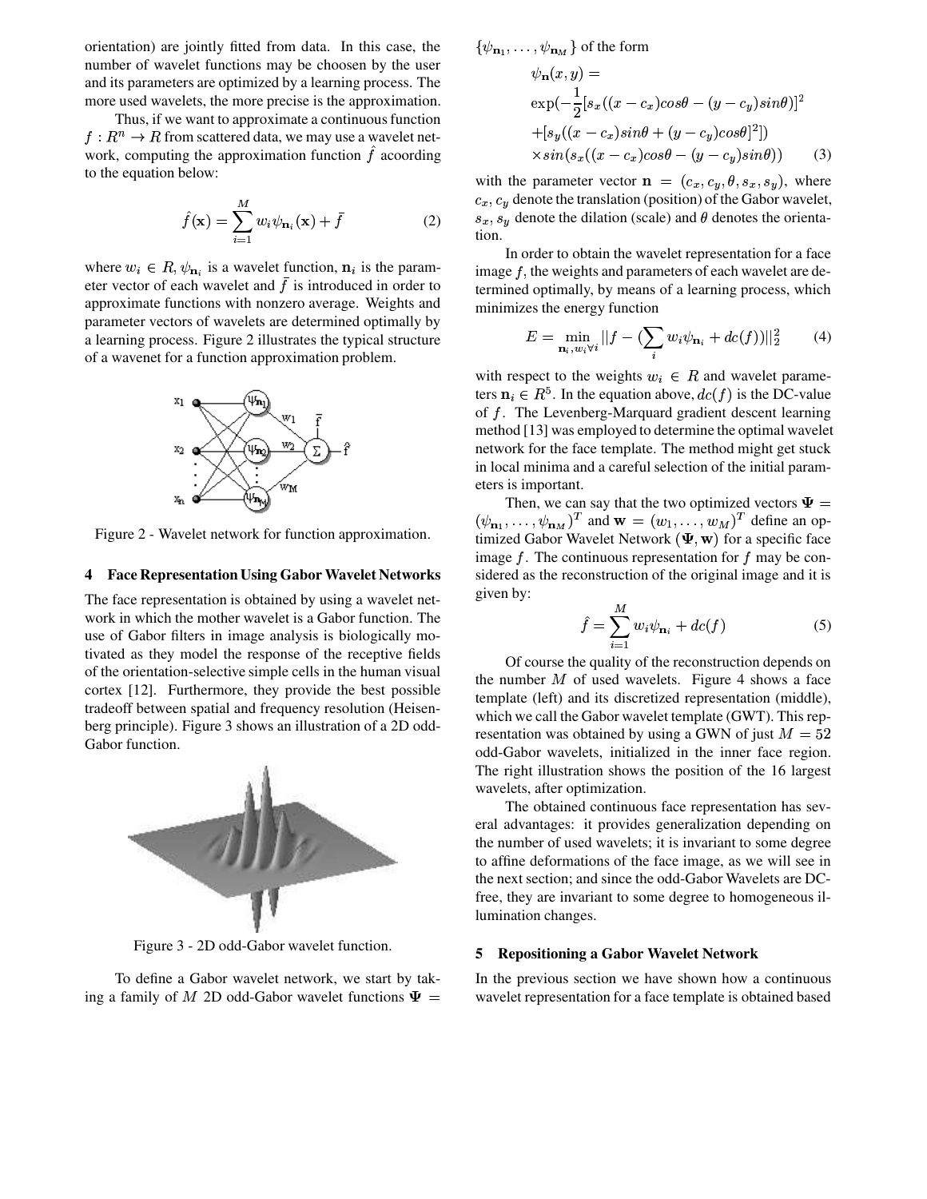orientation) are jointly fitted from data. In this case, the number of wavelet functions may be choosen by the user and its parameters are optimized by a learning process. The more used wavelets, the more precise is the approximation.

Thus, if we want to approximate a continuous function $f : R^n \rightarrow R$ from scattered data, we may use a wavelet network, computing the approximation function $\hat{f}$ acoording to the equation below:

$$\hat{f}(\mathbf{x}) = \sum_{i=1}^{M} w_i \psi_{\mathbf{n}_i}(\mathbf{x}) + \bar{f} \tag{2}$$

where $w_i \in R$, $\psi_{\mathbf{n}_i}$ is a wavelet function, $\mathbf{n}_i$ is the parameter vector of each wavelet and $\bar{f}$ is introduced in order to approximate functions with nonzero average. Weights and parameter vectors of wavelets are determined optimally by a learning process. Figure 2 illustrates the typical structure of a wavenet for a function approximation problem.

Figure 2 - Wavelet network for function approximation.

## 4 Face Representation Using Gabor Wavelet Networks

The face representation is obtained by using a wavelet network in which the mother wavelet is a Gabor function. The use of Gabor filters in image analysis is biologically motivated as they model the response of the receptive fields of the orientation-selective simple cells in the human visual cortex [12]. Furthermore, they provide the best possible tradeoff between spatial and frequency resolution (Heisenberg principle). Figure 3 shows an illustration of a 2D odd-Gabor function.

Figure 3 - 2D odd-Gabor wavelet function.

To define a Gabor wavelet network, we start by taking a family of $M$ 2D odd-Gabor wavelet functions $\Psi = \{\psi_{\mathbf{n}_1}, \ldots, \psi_{\mathbf{n}_M}\}$ of the form

$$\begin{aligned}
&\psi_{\mathbf{n}}(x,y) = \\
&\exp(-\frac{1}{2}[s_x((x-c_x)cos\theta - (y-c_y)sin\theta)]^2 \\
&+[s_y((x-c_x)sin\theta + (y-c_y)cos\theta]^2]) \\
&\times sin(s_x((x-c_x)cos\theta - (y-c_y)sin\theta))
\end{aligned} \tag{3}$$

with the parameter vector $\mathbf{n} = (c_x, c_y, \theta, s_x, s_y)$, where $c_x, c_y$ denote the translation (position) of the Gabor wavelet, $s_x, s_y$ denote the dilation (scale) and $\theta$ denotes the orientation.

In order to obtain the wavelet representation for a face image $f$, the weights and parameters of each wavelet are determined optimally, by means of a learning process, which minimizes the energy function

$$E = \min_{\mathbf{n}_i, w_i \forall i} ||f - (\sum_i w_i \psi_{\mathbf{n}_i} + dc(f))||_2^2 \tag{4}$$

with respect to the weights $w_i \in R$ and wavelet parameters $\mathbf{n}_i \in R^5$. In the equation above, $dc(f)$ is the DC-value of $f$. The Levenberg-Marquard gradient descent learning method [13] was employed to determine the optimal wavelet network for the face template. The method might get stuck in local minima and a careful selection of the initial parameters is important.

Then, we can say that the two optimized vectors $\Psi = (\psi_{\mathbf{n}_1}, \ldots, \psi_{\mathbf{n}_M})^T$ and $\mathbf{w} = (w_1, \ldots, w_M)^T$ define an optimized Gabor Wavelet Network $(\Psi, \mathbf{w})$ for a specific face image $f$. The continuous representation for $f$ may be considered as the reconstruction of the original image and it is given by:

$$\hat{f} = \sum_{i=1}^{M} w_i \psi_{\mathbf{n}_i} + dc(f) \tag{5}$$

Of course the quality of the reconstruction depends on the number $M$ of used wavelets. Figure 4 shows a face template (left) and its discretized representation (middle), which we call the Gabor wavelet template (GWT). This representation was obtained by using a GWN of just $M = 52$ odd-Gabor wavelets, initialized in the inner face region. The right illustration shows the position of the 16 largest wavelets, after optimization.

The obtained continuous face representation has several advantages: it provides generalization depending on the number of used wavelets; it is invariant to some degree to affine deformations of the face image, as we will see in the next section; and since the odd-Gabor Wavelets are DC-free, they are invariant to some degree to homogeneous illumination changes.

## 5 Repositioning a Gabor Wavelet Network

In the previous section we have shown how a continuous wavelet representation for a face template is obtained based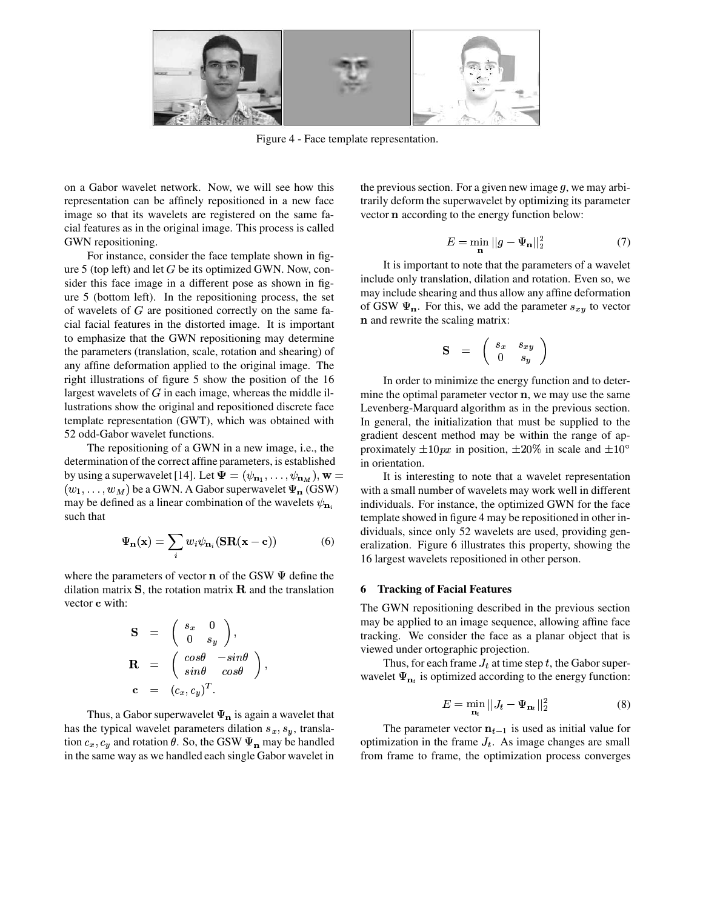Figure 4 - Face template representation.

on a Gabor wavelet network. Now, we will see how this representation can be affinely repositioned in a new face image so that its wavelets are registered on the same facial features as in the original image. This process is called GWN repositioning.

For instance, consider the face template shown in figure 5 (top left) and let $G$ be its optimized GWN. Now, consider this face image in a different pose as shown in figure 5 (bottom left). In the repositioning process, the set of wavelets of $G$ are positioned correctly on the same facial facial features in the distorted image. It is important to emphasize that the GWN repositioning may determine the parameters (translation, scale, rotation and shearing) of any affine deformation applied to the original image. The right illustrations of figure 5 show the position of the 16 largest wavelets of $G$ in each image, whereas the middle illustrations show the original and repositioned discrete face template representation (GWT), which was obtained with 52 odd-Gabor wavelet functions.

The repositioning of a GWN in a new image, i.e., the determination of the correct affine parameters, is established by using a superwavelet [14]. Let $\mathbf{\Psi} = (\psi_{\mathbf{n}_1}, \ldots, \psi_{\mathbf{n}_M})$, $\mathbf{w} = (w_1, \ldots, w_M)$ be a GWN. A Gabor superwavelet $\Psi_{\mathbf{n}}$ (GSW) may be defined as a linear combination of the wavelets $\psi_{\mathbf{n}_i}$ such that

$$\Psi_{\mathbf{n}}(\mathbf{x}) = \sum_i w_i \psi_{\mathbf{n}_i}(\mathbf{SR}(\mathbf{x} - \mathbf{c})) \tag{6}$$

where the parameters of vector $\mathbf{n}$ of the GSW $\Psi$ define the dilation matrix $\mathbf{S}$, the rotation matrix $\mathbf{R}$ and the translation vector $\mathbf{c}$ with:

$$\mathbf{S} = \begin{pmatrix} s_x & 0 \\ 0 & s_y \end{pmatrix},$$

$$\mathbf{R} = \begin{pmatrix} cos\theta & -sin\theta \\ sin\theta & cos\theta \end{pmatrix},$$

$$\mathbf{c} = (c_x, c_y)^T.$$

Thus, a Gabor superwavelet $\Psi_{\mathbf{n}}$ is again a wavelet that has the typical wavelet parameters dilation $s_x, s_y$, translation $c_x, c_y$ and rotation $\theta$. So, the GSW $\Psi_{\mathbf{n}}$ may be handled in the same way as we handled each single Gabor wavelet in the previous section. For a given new image $g$, we may arbitrarily deform the superwavelet by optimizing its parameter vector $\mathbf{n}$ according to the energy function below:

$$E = \min_{\mathbf{n}} ||g - \Psi_{\mathbf{n}}||_2^2 \tag{7}$$

It is important to note that the parameters of a wavelet include only translation, dilation and rotation. Even so, we may include shearing and thus allow any affine deformation of GSW $\Psi_{\mathbf{n}}$. For this, we add the parameter $s_{xy}$ to vector $\mathbf{n}$ and rewrite the scaling matrix:

$$\mathbf{S} = \begin{pmatrix} s_x & s_{xy} \\ 0 & s_y \end{pmatrix}$$

In order to minimize the energy function and to determine the optimal parameter vector $\mathbf{n}$, we may use the same Levenberg-Marquard algorithm as in the previous section. In general, the initialization that must be supplied to the gradient descent method may be within the range of approximately $\pm 10px$ in position, $\pm 20\%$ in scale and $\pm 10^{\circ}$ in orientation.

It is interesting to note that a wavelet representation with a small number of wavelets may work well in different individuals. For instance, the optimized GWN for the face template showed in figure 4 may be repositioned in other individuals, since only 52 wavelets are used, providing generalization. Figure 6 illustrates this property, showing the 16 largest wavelets repositioned in other person.

## 6 Tracking of Facial Features

The GWN repositioning described in the previous section may be applied to an image sequence, allowing affine face tracking. We consider the face as a planar object that is viewed under ortographic projection.

Thus, for each frame $J_t$ at time step $t$, the Gabor superwavelet $\Psi_{\mathbf{n}_t}$ is optimized according to the energy function:

$$E = \min_{\mathbf{n}_t} ||J_t - \Psi_{\mathbf{n}_t}||_2^2 \tag{8}$$

The parameter vector $\mathbf{n}_{t-1}$ is used as initial value for optimization in the frame $J_t$. As image changes are small from frame to frame, the optimization process converges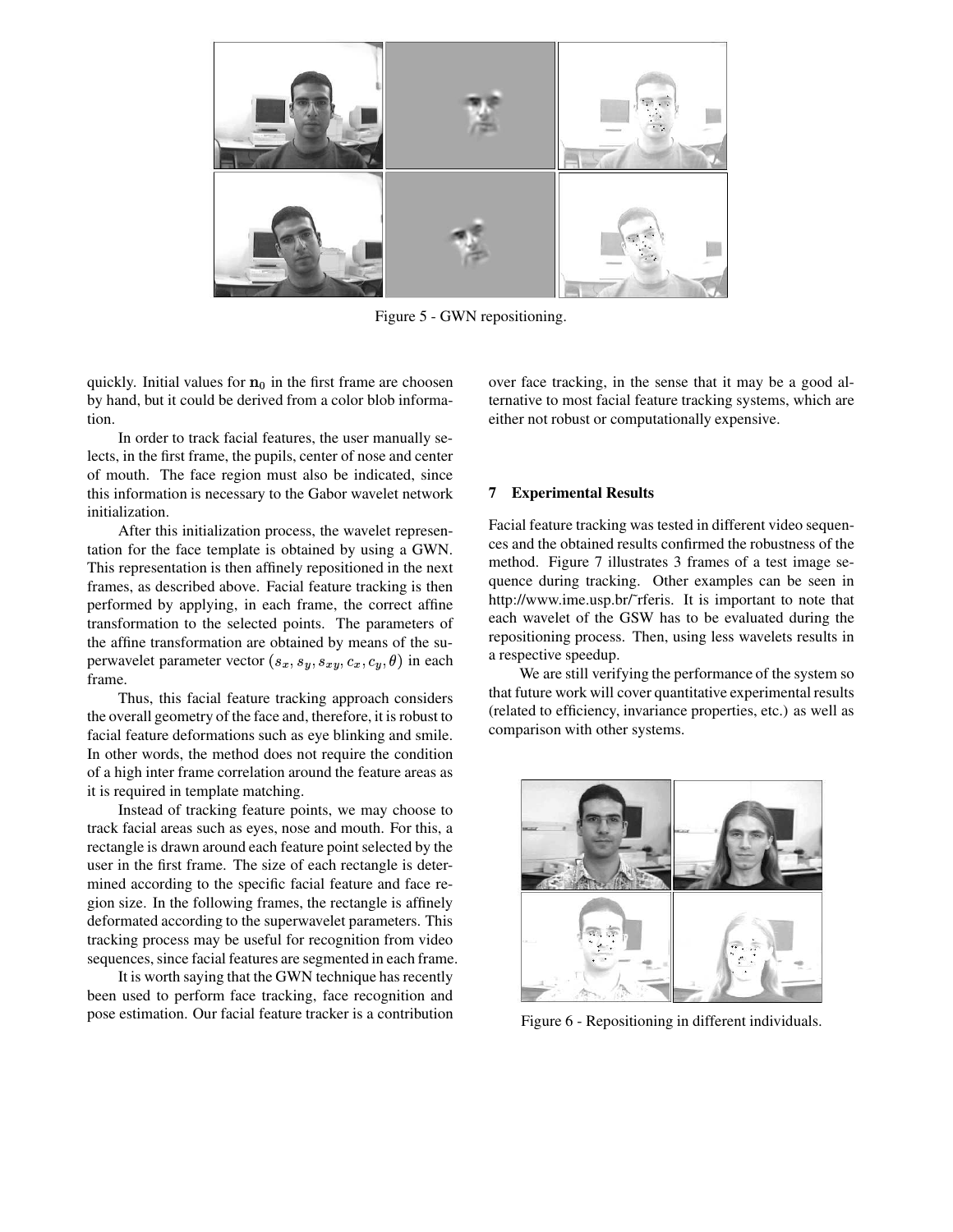Figure 5 - GWN repositioning.

quickly. Initial values for $\mathbf{n}_0$ in the first frame are choosen by hand, but it could be derived from a color blob information.

In order to track facial features, the user manually selects, in the first frame, the pupils, center of nose and center of mouth. The face region must also be indicated, since this information is necessary to the Gabor wavelet network initialization.

After this initialization process, the wavelet representation for the face template is obtained by using a GWN. This representation is then affinely repositioned in the next frames, as described above. Facial feature tracking is then performed by applying, in each frame, the correct affine transformation to the selected points. The parameters of the affine transformation are obtained by means of the superwavelet parameter vector $(s_x, s_y, s_{xy}, c_x, c_y, \theta)$ in each frame.

Thus, this facial feature tracking approach considers the overall geometry of the face and, therefore, it is robust to facial feature deformations such as eye blinking and smile. In other words, the method does not require the condition of a high inter frame correlation around the feature areas as it is required in template matching.

Instead of tracking feature points, we may choose to track facial areas such as eyes, nose and mouth. For this, a rectangle is drawn around each feature point selected by the user in the first frame. The size of each rectangle is determined according to the specific facial feature and face region size. In the following frames, the rectangle is affinely deformated according to the superwavelet parameters. This tracking process may be useful for recognition from video sequences, since facial features are segmented in each frame.

It is worth saying that the GWN technique has recently been used to perform face tracking, face recognition and pose estimation. Our facial feature tracker is a contribution over face tracking, in the sense that it may be a good alternative to most facial feature tracking systems, which are either not robust or computationally expensive.

## 7 Experimental Results

Facial feature tracking was tested in different video sequences and the obtained results confirmed the robustness of the method. Figure 7 illustrates 3 frames of a test image sequence during tracking. Other examples can be seen in http://www.ime.usp.br/~rferis. It is important to note that each wavelet of the GSW has to be evaluated during the repositioning process. Then, using less wavelets results in a respective speedup.

We are still verifying the performance of the system so that future work will cover quantitative experimental results (related to efficiency, invariance properties, etc.) as well as comparison with other systems.

Figure 6 - Repositioning in different individuals.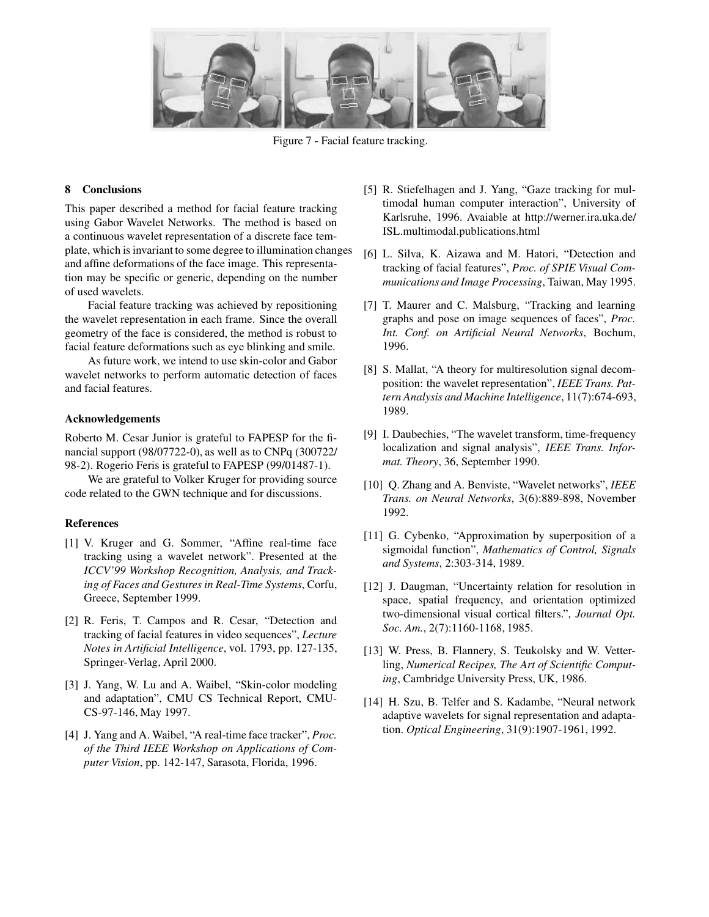Figure 7 - Facial feature tracking.

## 8 Conclusions

This paper described a method for facial feature tracking using Gabor Wavelet Networks. The method is based on a continuous wavelet representation of a discrete face template, which is invariant to some degree to illumination changes and affine deformations of the face image. This representation may be specific or generic, depending on the number of used wavelets.

Facial feature tracking was achieved by repositioning the wavelet representation in each frame. Since the overall geometry of the face is considered, the method is robust to facial feature deformations such as eye blinking and smile.

As future work, we intend to use skin-color and Gabor wavelet networks to perform automatic detection of faces and facial features.

### Acknowledgements

Roberto M. Cesar Junior is grateful to FAPESP for the financial support (98/07722-0), as well as to CNPq (300722/98-2). Rogerio Feris is grateful to FAPESP (99/01487-1).

We are grateful to Volker Kruger for providing source code related to the GWN technique and for discussions.

### References

[1] V. Kruger and G. Sommer, "Affine real-time face tracking using a wavelet network". Presented at the *ICCV'99 Workshop Recognition, Analysis, and Tracking of Faces and Gestures in Real-Time Systems*, Corfu, Greece, September 1999.

[2] R. Feris, T. Campos and R. Cesar, "Detection and tracking of facial features in video sequences", *Lecture Notes in Artificial Intelligence*, vol. 1793, pp. 127-135, Springer-Verlag, April 2000.

[3] J. Yang, W. Lu and A. Waibel, "Skin-color modeling and adaptation", CMU CS Technical Report, CMU-CS-97-146, May 1997.

[4] J. Yang and A. Waibel, "A real-time face tracker", *Proc. of the Third IEEE Workshop on Applications of Computer Vision*, pp. 142-147, Sarasota, Florida, 1996.

[5] R. Stiefelhagen and J. Yang, "Gaze tracking for multimodal human computer interaction", University of Karlsruhe, 1996. Avaiable at http://werner.ira.uka.de/ISL.multimodal.publications.html

[6] L. Silva, K. Aizawa and M. Hatori, "Detection and tracking of facial features", *Proc. of SPIE Visual Communications and Image Processing*, Taiwan, May 1995.

[7] T. Maurer and C. Malsburg, "Tracking and learning graphs and pose on image sequences of faces", *Proc. Int. Conf. on Artificial Neural Networks*, Bochum, 1996.

[8] S. Mallat, "A theory for multiresolution signal decomposition: the wavelet representation", *IEEE Trans. Pattern Analysis and Machine Intelligence*, 11(7):674-693, 1989.

[9] I. Daubechies, "The wavelet transform, time-frequency localization and signal analysis", *IEEE Trans. Informat. Theory*, 36, September 1990.

[10] Q. Zhang and A. Benviste, "Wavelet networks", *IEEE Trans. on Neural Networks*, 3(6):889-898, November 1992.

[11] G. Cybenko, "Approximation by superposition of a sigmoidal function", *Mathematics of Control, Signals and Systems*, 2:303-314, 1989.

[12] J. Daugman, "Uncertainty relation for resolution in space, spatial frequency, and orientation optimized two-dimensional visual cortical filters.", *Journal Opt. Soc. Am.*, 2(7):1160-1168, 1985.

[13] W. Press, B. Flannery, S. Teukolsky and W. Vetterling, *Numerical Recipes, The Art of Scientific Computing*, Cambridge University Press, UK, 1986.

[14] H. Szu, B. Telfer and S. Kadambe, "Neural network adaptive wavelets for signal representation and adaptation. *Optical Engineering*, 31(9):1907-1961, 1992.